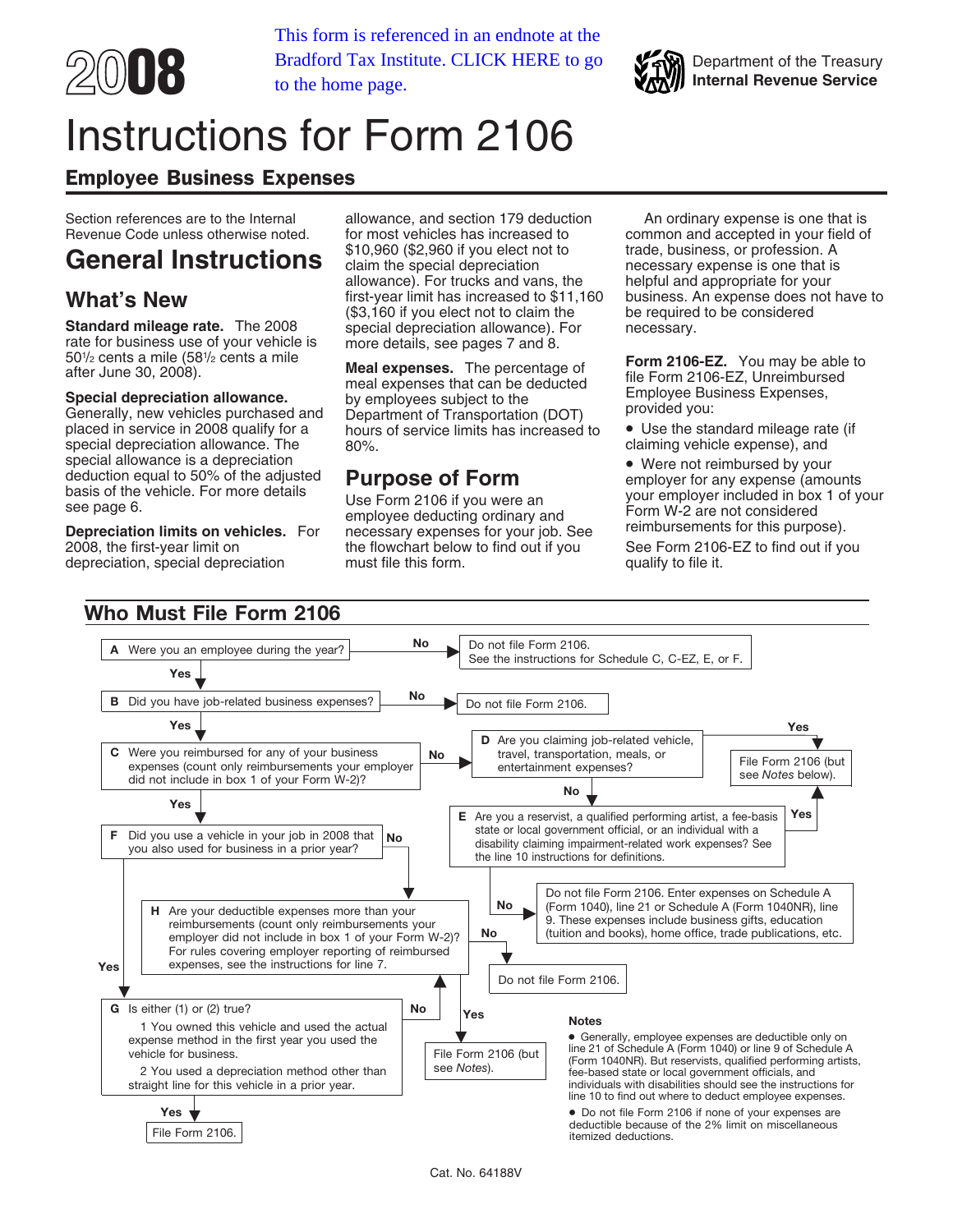2008

This form is referenced in an endnote at the Bradford Tax Institute. CLICK HERE to go to the home page.

Department of the Treasury
Internal Revenue Service

# Instructions for Form 2106

## Employee Business Expenses

Section references are to the Internal Revenue Code unless otherwise noted.

# General Instructions

## What's New

**Standard mileage rate.** The 2008 rate for business use of your vehicle is 50½ cents a mile (58½ cents a mile after June 30, 2008).

**Special depreciation allowance.** Generally, new vehicles purchased and placed in service in 2008 qualify for a special depreciation allowance. The special allowance is a depreciation deduction equal to 50% of the adjusted basis of the vehicle. For more details see page 6.

**Depreciation limits on vehicles.** For 2008, the first-year limit on depreciation, special depreciation allowance, and section 179 deduction for most vehicles has increased to $10,960 ($2,960 if you elect not to claim the special depreciation allowance). For trucks and vans, the first-year limit has increased to $11,160 ($3,160 if you elect not to claim the special depreciation allowance). For more details, see pages 7 and 8.

**Meal expenses.** The percentage of meal expenses that can be deducted by employees subject to the Department of Transportation (DOT) hours of service limits has increased to 80%.

## Purpose of Form

Use Form 2106 if you were an employee deducting ordinary and necessary expenses for your job. See the flowchart below to find out if you must file this form.

An ordinary expense is one that is common and accepted in your field of trade, business, or profession. A necessary expense is one that is helpful and appropriate for your business. An expense does not have to be required to be considered necessary.

**Form 2106-EZ.** You may be able to file Form 2106-EZ, Unreimbursed Employee Business Expenses, provided you:

- Use the standard mileage rate (if claiming vehicle expense), and
- Were not reimbursed by your employer for any expense (amounts your employer included in box 1 of your Form W-2 are not considered reimbursements for this purpose).

See Form 2106-EZ to find out if you qualify to file it.

## Who Must File Form 2106

**A** Were you an employee during the year?
- No → Do not file Form 2106. See the instructions for Schedule C, C-EZ, E, or F.
- Yes → go to B.

**B** Did you have job-related business expenses?
- No → Do not file Form 2106.
- Yes → go to C.

**C** Were you reimbursed for any of your business expenses (count only reimbursements your employer did not include in box 1 of your Form W-2)?
- No → go to D.
- Yes → go to F.

**D** Are you claiming job-related vehicle, travel, transportation, meals, or entertainment expenses?
- Yes → File Form 2106 (but see *Notes* below).
- No → go to E.

**E** Are you a reservist, a qualified performing artist, a fee-basis state or local government official, or an individual with a disability claiming impairment-related work expenses? See the line 10 instructions for definitions.
- Yes → File Form 2106 (but see *Notes* below).
- No → Do not file Form 2106. Enter expenses on Schedule A (Form 1040), line 21 or Schedule A (Form 1040NR), line 9. These expenses include business gifts, education (tuition and books), home office, trade publications, etc.

**F** Did you use a vehicle in your job in 2008 that you also used for business in a prior year?
- No → go to H.
- Yes → go to G.

**G** Is either (1) or (2) true?
1. You owned this vehicle and used the actual expense method in the first year you used the vehicle for business.
2. You used a depreciation method other than straight line for this vehicle in a prior year.
- Yes → File Form 2106.
- No → go to H.

**H** Are your deductible expenses more than your reimbursements (count only reimbursements your employer did not include in box 1 of your Form W-2)? For rules covering employer reporting of reimbursed expenses, see the instructions for line 7.
- Yes → File Form 2106 (but see *Notes*).
- No → Do not file Form 2106.

**Notes**

- Generally, employee expenses are deductible only on line 21 of Schedule A (Form 1040) or line 9 of Schedule A (Form 1040NR). But reservists, qualified performing artists, fee-based state or local government officials, and individuals with disabilities should see the instructions for line 10 to find out where to deduct employee expenses.
- Do not file Form 2106 if none of your expenses are deductible because of the 2% limit on miscellaneous itemized deductions.

Cat. No. 64188V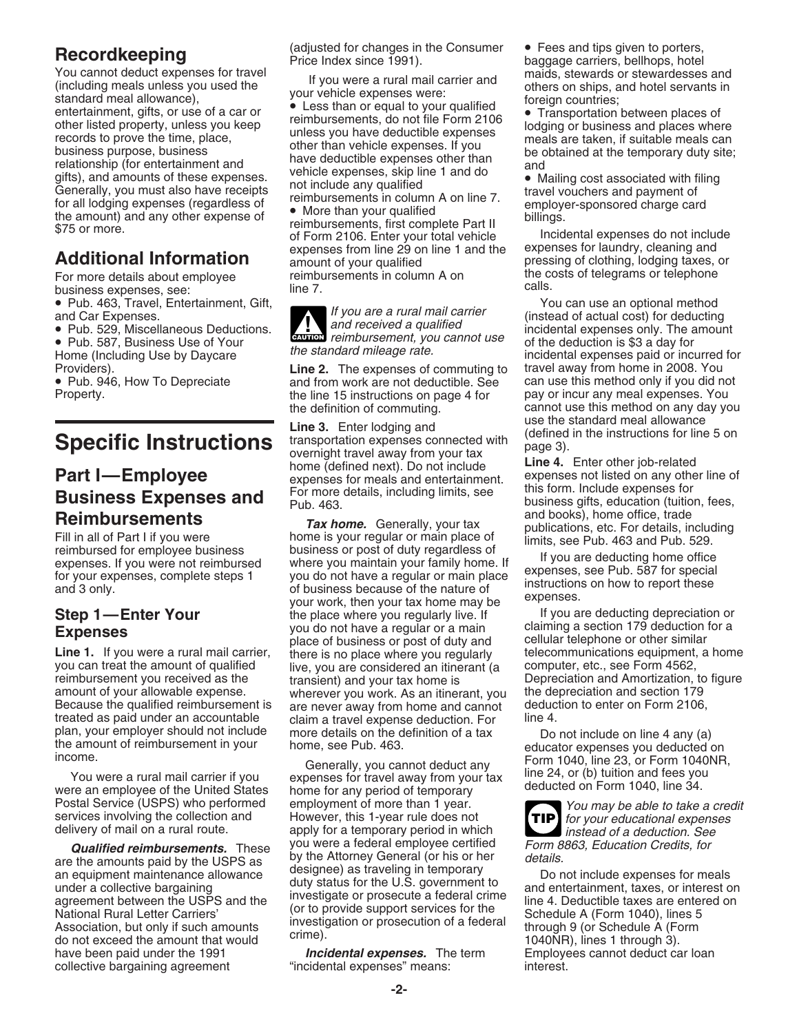## Recordkeeping

You cannot deduct expenses for travel (including meals unless you used the standard meal allowance), entertainment, gifts, or use of a car or other listed property, unless you keep records to prove the time, place, business purpose, business relationship (for entertainment and gifts), and amounts of these expenses. Generally, you must also have receipts for all lodging expenses (regardless of the amount) and any other expense of $75 or more.

## Additional Information

For more details about employee business expenses, see:

- Pub. 463, Travel, Entertainment, Gift, and Car Expenses.
- Pub. 529, Miscellaneous Deductions.
- Pub. 587, Business Use of Your Home (Including Use by Daycare Providers).
- Pub. 946, How To Depreciate Property.

# Specific Instructions

## Part I—Employee Business Expenses and Reimbursements

Fill in all of Part I if you were reimbursed for employee business expenses. If you were not reimbursed for your expenses, complete steps 1 and 3 only.

### Step 1—Enter Your Expenses

**Line 1.** If you were a rural mail carrier, you can treat the amount of qualified reimbursement you received as the amount of your allowable expense. Because the qualified reimbursement is treated as paid under an accountable plan, your employer should not include the amount of reimbursement in your income.

You were a rural mail carrier if you were an employee of the United States Postal Service (USPS) who performed services involving the collection and delivery of mail on a rural route.

***Qualified reimbursements.*** These are the amounts paid by the USPS as an equipment maintenance allowance under a collective bargaining agreement between the USPS and the National Rural Letter Carriers' Association, but only if such amounts do not exceed the amount that would have been paid under the 1991 collective bargaining agreement (adjusted for changes in the Consumer Price Index since 1991).

If you were a rural mail carrier and your vehicle expenses were:

- Less than or equal to your qualified reimbursements, do not file Form 2106 unless you have deductible expenses other than vehicle expenses. If you have deductible expenses other than vehicle expenses, skip line 1 and do not include any qualified reimbursements in column A on line 7.
- More than your qualified reimbursements, first complete Part II of Form 2106. Enter your total vehicle expenses from line 29 on line 1 and the amount of your qualified reimbursements in column A on line 7.

**CAUTION** *If you are a rural mail carrier and received a qualified reimbursement, you cannot use the standard mileage rate.*

**Line 2.** The expenses of commuting to and from work are not deductible. See the line 15 instructions on page 4 for the definition of commuting.

**Line 3.** Enter lodging and transportation expenses connected with overnight travel away from your tax home (defined next). Do not include expenses for meals and entertainment. For more details, including limits, see Pub. 463.

***Tax home.*** Generally, your tax home is your regular or main place of business or post of duty regardless of where you maintain your family home. If you do not have a regular or main place of business because of the nature of your work, then your tax home may be the place where you regularly live. If you do not have a regular or a main place of business or post of duty and there is no place where you regularly live, you are considered an itinerant (a transient) and your tax home is wherever you work. As an itinerant, you are never away from home and cannot claim a travel expense deduction. For more details on the definition of a tax home, see Pub. 463.

Generally, you cannot deduct any expenses for travel away from your tax home for any period of temporary employment of more than 1 year. However, this 1-year rule does not apply for a temporary period in which you were a federal employee certified by the Attorney General (or his or her designee) as traveling in temporary duty status for the U.S. government to investigate or prosecute a federal crime (or to provide support services for the investigation or prosecution of a federal crime).

***Incidental expenses.*** The term "incidental expenses" means:

- Fees and tips given to porters, baggage carriers, bellhops, hotel maids, stewards or stewardesses and others on ships, and hotel servants in foreign countries;
- Transportation between places of lodging or business and places where meals are taken, if suitable meals can be obtained at the temporary duty site; and
- Mailing cost associated with filing travel vouchers and payment of employer-sponsored charge card billings.

Incidental expenses do not include expenses for laundry, cleaning and pressing of clothing, lodging taxes, or the costs of telegrams or telephone calls.

You can use an optional method (instead of actual cost) for deducting incidental expenses only. The amount of the deduction is $3 a day for incidental expenses paid or incurred for travel away from home in 2008. You can use this method only if you did not pay or incur any meal expenses. You cannot use this method on any day you use the standard meal allowance (defined in the instructions for line 5 on page 3).

**Line 4.** Enter other job-related expenses not listed on any other line of this form. Include expenses for business gifts, education (tuition, fees, and books), home office, trade publications, etc. For details, including limits, see Pub. 463 and Pub. 529.

If you are deducting home office expenses, see Pub. 587 for special instructions on how to report these expenses.

If you are deducting depreciation or claiming a section 179 deduction for a cellular telephone or other similar telecommunications equipment, a home computer, etc., see Form 4562, Depreciation and Amortization, to figure the depreciation and section 179 deduction to enter on Form 2106, line 4.

Do not include on line 4 any (a) educator expenses you deducted on Form 1040, line 23, or Form 1040NR, line 24, or (b) tuition and fees you deducted on Form 1040, line 34.

**TIP** *You may be able to take a credit for your educational expenses instead of a deduction. See Form 8863, Education Credits, for details.*

Do not include expenses for meals and entertainment, taxes, or interest on line 4. Deductible taxes are entered on Schedule A (Form 1040), lines 5 through 9 (or Schedule A (Form 1040NR), lines 1 through 3). Employees cannot deduct car loan interest.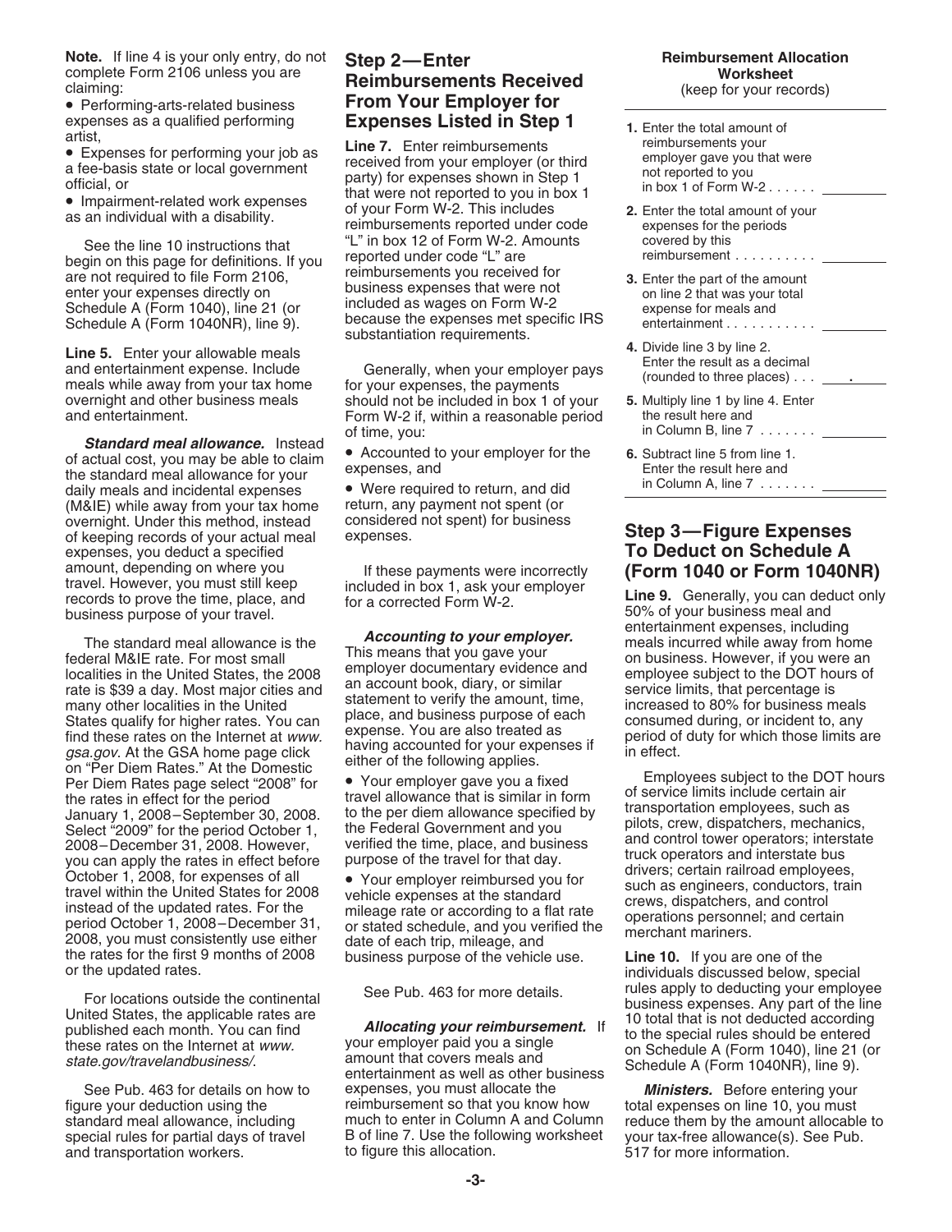**Note.** If line 4 is your only entry, do not complete Form 2106 unless you are claiming:

- Performing-arts-related business expenses as a qualified performing artist,
- Expenses for performing your job as a fee-basis state or local government official, or
- Impairment-related work expenses as an individual with a disability.

See the line 10 instructions that begin on this page for definitions. If you are not required to file Form 2106, enter your expenses directly on Schedule A (Form 1040), line 21 (or Schedule A (Form 1040NR), line 9).

**Line 5.** Enter your allowable meals and entertainment expense. Include meals while away from your tax home overnight and other business meals and entertainment.

***Standard meal allowance.*** Instead of actual cost, you may be able to claim the standard meal allowance for your daily meals and incidental expenses (M&IE) while away from your tax home overnight. Under this method, instead of keeping records of your actual meal expenses, you deduct a specified amount, depending on where you travel. However, you must still keep records to prove the time, place, and business purpose of your travel.

The standard meal allowance is the federal M&IE rate. For most small localities in the United States, the 2008 rate is $39 a day. Most major cities and many other localities in the United States qualify for higher rates. You can find these rates on the Internet at *www.gsa.gov*. At the GSA home page click on "Per Diem Rates." At the Domestic Per Diem Rates page select "2008" for the rates in effect for the period January 1, 2008–September 30, 2008. Select "2009" for the period October 1, 2008–December 31, 2008. However, you can apply the rates in effect before October 1, 2008, for expenses of all travel within the United States for 2008 instead of the updated rates. For the period October 1, 2008–December 31, 2008, you must consistently use either the rates for the first 9 months of 2008 or the updated rates.

For locations outside the continental United States, the applicable rates are published each month. You can find these rates on the Internet at *www.state.gov/travelandbusiness/*.

See Pub. 463 for details on how to figure your deduction using the standard meal allowance, including special rules for partial days of travel and transportation workers.

## Step 2—Enter Reimbursements Received From Your Employer for Expenses Listed in Step 1

**Line 7.** Enter reimbursements received from your employer (or third party) for expenses shown in Step 1 that were not reported to you in box 1 of your Form W-2. This includes reimbursements reported under code "L" in box 12 of Form W-2. Amounts reported under code "L" are reimbursements you received for business expenses that were not included as wages on Form W-2 because the expenses met specific IRS substantiation requirements.

Generally, when your employer pays for your expenses, the payments should not be included in box 1 of your Form W-2 if, within a reasonable period of time, you:

- Accounted to your employer for the expenses, and
- Were required to return, and did return, any payment not spent (or considered not spent) for business expenses.

If these payments were incorrectly included in box 1, ask your employer for a corrected Form W-2.

***Accounting to your employer.*** This means that you gave your employer documentary evidence and an account book, diary, or similar statement to verify the amount, time, place, and business purpose of each expense. You are also treated as having accounted for your expenses if either of the following applies.

- Your employer gave you a fixed travel allowance that is similar in form to the per diem allowance specified by the Federal Government and you verified the time, place, and business purpose of the travel for that day.
- Your employer reimbursed you for vehicle expenses at the standard mileage rate or according to a flat rate or stated schedule, and you verified the date of each trip, mileage, and business purpose of the vehicle use.

See Pub. 463 for more details.

***Allocating your reimbursement.*** If your employer paid you a single amount that covers meals and entertainment as well as other business expenses, you must allocate the reimbursement so that you know how much to enter in Column A and Column B of line 7. Use the following worksheet to figure this allocation.

**Reimbursement Allocation Worksheet**
(keep for your records)

1. Enter the total amount of reimbursements your employer gave you that were not reported to you in box 1 of Form W-2 . . . . . . \_\_\_\_\_\_\_\_
2. Enter the total amount of your expenses for the periods covered by this reimbursement . . . . . . . . . . \_\_\_\_\_\_\_\_
3. Enter the part of the amount on line 2 that was your total expense for meals and entertainment . . . . . . . . . . \_\_\_\_\_\_\_\_
4. Divide line 3 by line 2. Enter the result as a decimal (rounded to three places) . . . \_\_\_\_.\_\_\_\_
5. Multiply line 1 by line 4. Enter the result here and in Column B, line 7 . . . . . . . \_\_\_\_\_\_\_\_
6. Subtract line 5 from line 1. Enter the result here and in Column A, line 7 . . . . . . . \_\_\_\_\_\_\_\_

## Step 3—Figure Expenses To Deduct on Schedule A (Form 1040 or Form 1040NR)

**Line 9.** Generally, you can deduct only 50% of your business meal and entertainment expenses, including meals incurred while away from home on business. However, if you were an employee subject to the DOT hours of service limits, that percentage is increased to 80% for business meals consumed during, or incident to, any period of duty for which those limits are in effect.

Employees subject to the DOT hours of service limits include certain air transportation employees, such as pilots, crew, dispatchers, mechanics, and control tower operators; interstate truck operators and interstate bus drivers; certain railroad employees, such as engineers, conductors, train crews, dispatchers, and control operations personnel; and certain merchant mariners.

**Line 10.** If you are one of the individuals discussed below, special rules apply to deducting your employee business expenses. Any part of the line 10 total that is not deducted according to the special rules should be entered on Schedule A (Form 1040), line 21 (or Schedule A (Form 1040NR), line 9).

***Ministers.*** Before entering your total expenses on line 10, you must reduce them by the amount allocable to your tax-free allowance(s). See Pub. 517 for more information.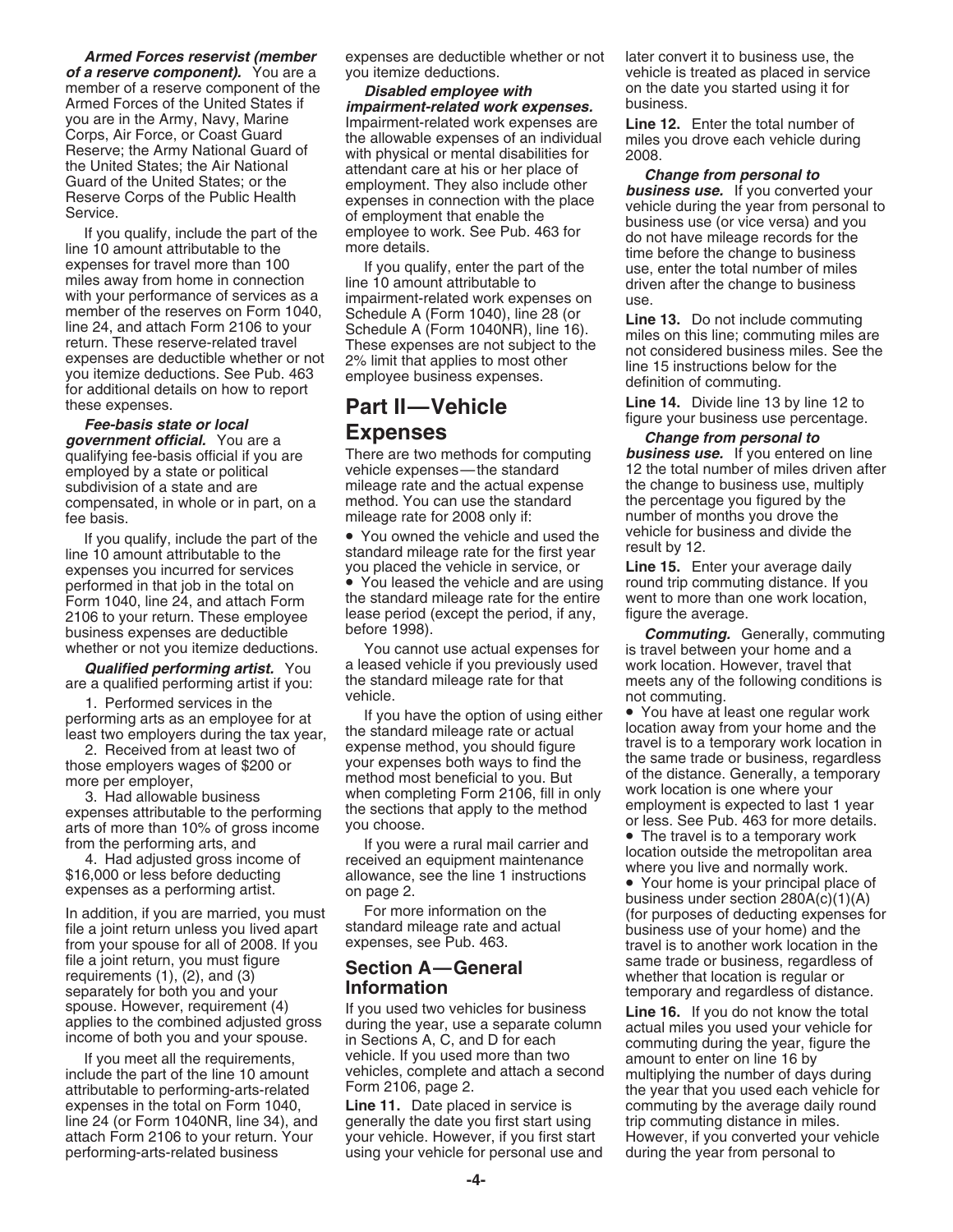***Armed Forces reservist (member of a reserve component).*** You are a member of a reserve component of the Armed Forces of the United States if you are in the Army, Navy, Marine Corps, Air Force, or Coast Guard Reserve; the Army National Guard of the United States; the Air National Guard of the United States; or the Reserve Corps of the Public Health Service.

If you qualify, include the part of the line 10 amount attributable to the expenses for travel more than 100 miles away from home in connection with your performance of services as a member of the reserves on Form 1040, line 24, and attach Form 2106 to your return. These reserve-related travel expenses are deductible whether or not you itemize deductions. See Pub. 463 for additional details on how to report these expenses.

***Fee-basis state or local government official.*** You are a qualifying fee-basis official if you are employed by a state or political subdivision of a state and are compensated, in whole or in part, on a fee basis.

If you qualify, include the part of the line 10 amount attributable to the expenses you incurred for services performed in that job in the total on Form 1040, line 24, and attach Form 2106 to your return. These employee business expenses are deductible whether or not you itemize deductions.

***Qualified performing artist.*** You are a qualified performing artist if you:

1. Performed services in the performing arts as an employee for at least two employers during the tax year,
2. Received from at least two of those employers wages of $200 or more per employer,
3. Had allowable business expenses attributable to the performing arts of more than 10% of gross income from the performing arts, and
4. Had adjusted gross income of $16,000 or less before deducting expenses as a performing artist.

In addition, if you are married, you must file a joint return unless you lived apart from your spouse for all of 2008. If you file a joint return, you must figure requirements (1), (2), and (3) separately for both you and your spouse. However, requirement (4) applies to the combined adjusted gross income of both you and your spouse.

If you meet all the requirements, include the part of the line 10 amount attributable to performing-arts-related expenses in the total on Form 1040, line 24 (or Form 1040NR, line 34), and attach Form 2106 to your return. Your performing-arts-related business expenses are deductible whether or not you itemize deductions.

***Disabled employee with impairment-related work expenses.*** Impairment-related work expenses are the allowable expenses of an individual with physical or mental disabilities for attendant care at his or her place of employment. They also include other expenses in connection with the place of employment that enable the employee to work. See Pub. 463 for more details.

If you qualify, enter the part of the line 10 amount attributable to impairment-related work expenses on Schedule A (Form 1040), line 28 (or Schedule A (Form 1040NR), line 16). These expenses are not subject to the 2% limit that applies to most other employee business expenses.

## Part II—Vehicle Expenses

There are two methods for computing vehicle expenses—the standard mileage rate and the actual expense method. You can use the standard mileage rate for 2008 only if:

- You owned the vehicle and used the standard mileage rate for the first year you placed the vehicle in service, or
- You leased the vehicle and are using the standard mileage rate for the entire lease period (except the period, if any, before 1998).

You cannot use actual expenses for a leased vehicle if you previously used the standard mileage rate for that vehicle.

If you have the option of using either the standard mileage rate or actual expense method, you should figure your expenses both ways to find the method most beneficial to you. But when completing Form 2106, fill in only the sections that apply to the method you choose.

If you were a rural mail carrier and received an equipment maintenance allowance, see the line 1 instructions on page 2.

For more information on the standard mileage rate and actual expenses, see Pub. 463.

### Section A—General Information

If you used two vehicles for business during the year, use a separate column in Sections A, C, and D for each vehicle. If you used more than two vehicles, complete and attach a second Form 2106, page 2.

**Line 11.** Date placed in service is generally the date you first start using your vehicle. However, if you first start using your vehicle for personal use and later convert it to business use, the vehicle is treated as placed in service on the date you started using it for business.

**Line 12.** Enter the total number of miles you drove each vehicle during 2008.

***Change from personal to business use.*** If you converted your vehicle during the year from personal to business use (or vice versa) and you do not have mileage records for the time before the change to business use, enter the total number of miles driven after the change to business use.

**Line 13.** Do not include commuting miles on this line; commuting miles are not considered business miles. See the line 15 instructions below for the definition of commuting.

**Line 14.** Divide line 13 by line 12 to figure your business use percentage.

***Change from personal to business use.*** If you entered on line 12 the total number of miles driven after the change to business use, multiply the percentage you figured by the number of months you drove the vehicle for business and divide the result by 12.

**Line 15.** Enter your average daily round trip commuting distance. If you went to more than one work location, figure the average.

***Commuting.*** Generally, commuting is travel between your home and a work location. However, travel that meets any of the following conditions is not commuting.

- You have at least one regular work location away from your home and the travel is to a temporary work location in the same trade or business, regardless of the distance. Generally, a temporary work location is one where your employment is expected to last 1 year or less. See Pub. 463 for more details.
- The travel is to a temporary work location outside the metropolitan area where you live and normally work.
- Your home is your principal place of business under section 280A(c)(1)(A) (for purposes of deducting expenses for business use of your home) and the travel is to another work location in the same trade or business, regardless of whether that location is regular or temporary and regardless of distance.

**Line 16.** If you do not know the total actual miles you used your vehicle for commuting during the year, figure the amount to enter on line 16 by multiplying the number of days during the year that you used each vehicle for commuting by the average daily round trip commuting distance in miles. However, if you converted your vehicle during the year from personal to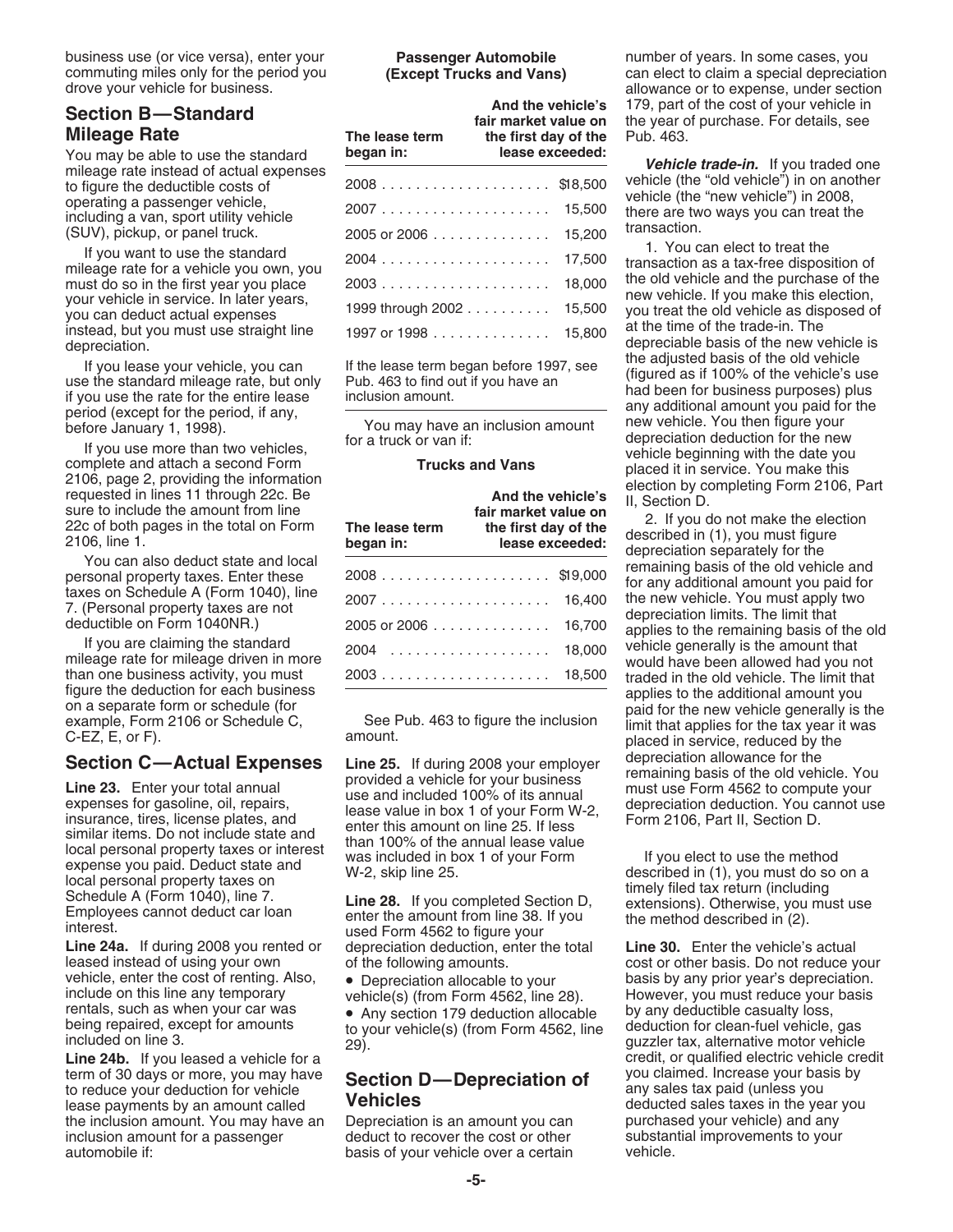business use (or vice versa), enter your commuting miles only for the period you drove your vehicle for business.

## Section B—Standard Mileage Rate

You may be able to use the standard mileage rate instead of actual expenses to figure the deductible costs of operating a passenger vehicle, including a van, sport utility vehicle (SUV), pickup, or panel truck.

If you want to use the standard mileage rate for a vehicle you own, you must do so in the first year you place your vehicle in service. In later years, you can deduct actual expenses instead, but you must use straight line depreciation.

If you lease your vehicle, you can use the standard mileage rate, but only if you use the rate for the entire lease period (except for the period, if any, before January 1, 1998).

If you use more than two vehicles, complete and attach a second Form 2106, page 2, providing the information requested in lines 11 through 22c. Be sure to include the amount from line 22c of both pages in the total on Form 2106, line 1.

You can also deduct state and local personal property taxes. Enter these taxes on Schedule A (Form 1040), line 7. (Personal property taxes are not deductible on Form 1040NR.)

If you are claiming the standard mileage rate for mileage driven in more than one business activity, you must figure the deduction for each business on a separate form or schedule (for example, Form 2106 or Schedule C, C-EZ, E, or F).

## Section C—Actual Expenses

**Line 23.** Enter your total annual expenses for gasoline, oil, repairs, insurance, tires, license plates, and similar items. Do not include state and local personal property taxes or interest expense you paid. Deduct state and local personal property taxes on Schedule A (Form 1040), line 7. Employees cannot deduct car loan interest.

**Line 24a.** If during 2008 you rented or leased instead of using your own vehicle, enter the cost of renting. Also, include on this line any temporary rentals, such as when your car was being repaired, except for amounts included on line 3.

**Line 24b.** If you leased a vehicle for a term of 30 days or more, you may have to reduce your deduction for vehicle lease payments by an amount called the inclusion amount. You may have an inclusion amount for a passenger automobile if:

**Passenger Automobile (Except Trucks and Vans)**

| The lease term began in: | And the vehicle's fair market value on the first day of the lease exceeded: |
|---|---|
| 2008 | $18,500 |
| 2007 | 15,500 |
| 2005 or 2006 | 15,200 |
| 2004 | 17,500 |
| 2003 | 18,000 |
| 1999 through 2002 | 15,500 |
| 1997 or 1998 | 15,800 |

If the lease term began before 1997, see Pub. 463 to find out if you have an inclusion amount.

You may have an inclusion amount for a truck or van if:

**Trucks and Vans**

| The lease term began in: | And the vehicle's fair market value on the first day of the lease exceeded: |
|---|---|
| 2008 | $19,000 |
| 2007 | 16,400 |
| 2005 or 2006 | 16,700 |
| 2004 | 18,000 |
| 2003 | 18,500 |

See Pub. 463 to figure the inclusion amount.

**Line 25.** If during 2008 your employer provided a vehicle for your business use and included 100% of its annual lease value in box 1 of your Form W-2, enter this amount on line 25. If less than 100% of the annual lease value was included in box 1 of your Form W-2, skip line 25.

**Line 28.** If you completed Section D, enter the amount from line 38. If you used Form 4562 to figure your depreciation deduction, enter the total of the following amounts.

- Depreciation allocable to your vehicle(s) (from Form 4562, line 28).
- Any section 179 deduction allocable to your vehicle(s) (from Form 4562, line 29).

## Section D—Depreciation of Vehicles

Depreciation is an amount you can deduct to recover the cost or other basis of your vehicle over a certain number of years. In some cases, you can elect to claim a special depreciation allowance or to expense, under section 179, part of the cost of your vehicle in the year of purchase. For details, see Pub. 463.

***Vehicle trade-in.*** If you traded one vehicle (the "old vehicle") in on another vehicle (the "new vehicle") in 2008, there are two ways you can treat the transaction.

1. You can elect to treat the transaction as a tax-free disposition of the old vehicle and the purchase of the new vehicle. If you make this election, you treat the old vehicle as disposed of at the time of the trade-in. The depreciable basis of the new vehicle is the adjusted basis of the old vehicle (figured as if 100% of the vehicle's use had been for business purposes) plus any additional amount you paid for the new vehicle. You then figure your depreciation deduction for the new vehicle beginning with the date you placed it in service. You make this election by completing Form 2106, Part II, Section D.

2. If you do not make the election described in (1), you must figure depreciation separately for the remaining basis of the old vehicle and for any additional amount you paid for the new vehicle. You must apply two depreciation limits. The limit that applies to the remaining basis of the old vehicle generally is the amount that would have been allowed had you not traded in the old vehicle. The limit that applies to the additional amount you paid for the new vehicle generally is the limit that applies for the tax year it was placed in service, reduced by the depreciation allowance for the remaining basis of the old vehicle. You must use Form 4562 to compute your depreciation deduction. You cannot use Form 2106, Part II, Section D.

If you elect to use the method described in (1), you must do so on a timely filed tax return (including extensions). Otherwise, you must use the method described in (2).

**Line 30.** Enter the vehicle's actual cost or other basis. Do not reduce your basis by any prior year's depreciation. However, you must reduce your basis by any deductible casualty loss, deduction for clean-fuel vehicle, gas guzzler tax, alternative motor vehicle credit, or qualified electric vehicle credit you claimed. Increase your basis by any sales tax paid (unless you deducted sales taxes in the year you purchased your vehicle) and any substantial improvements to your vehicle.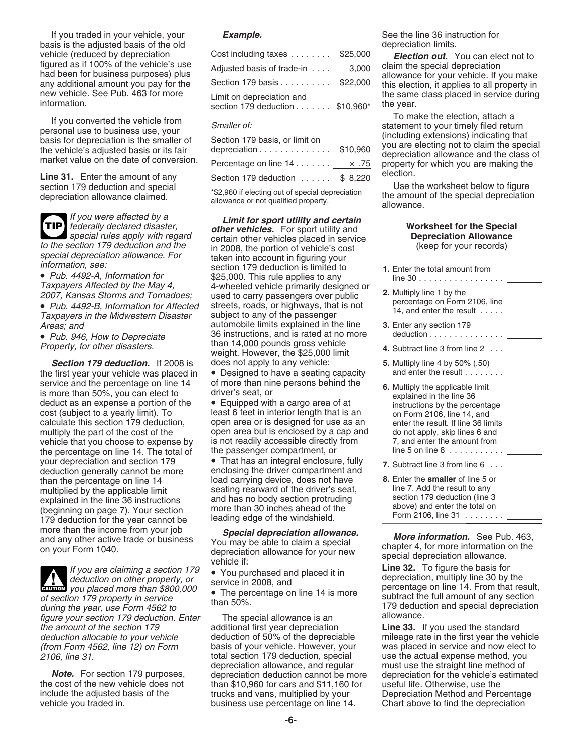If you traded in your vehicle, your basis is the adjusted basis of the old vehicle (reduced by depreciation figured as if 100% of the vehicle's use had been for business purposes) plus any additional amount you pay for the new vehicle. See Pub. 463 for more information.

If you converted the vehicle from personal use to business use, your basis for depreciation is the smaller of the vehicle's adjusted basis or its fair market value on the date of conversion.

**Line 31.** Enter the amount of any section 179 deduction and special depreciation allowance claimed.

**TIP** *If you were affected by a federally declared disaster, special rules apply with regard to the section 179 deduction and the special depreciation allowance. For information, see:*

- *Pub. 4492-A, Information for Taxpayers Affected by the May 4, 2007, Kansas Storms and Tornadoes;*
- *Pub. 4492-B, Information for Affected Taxpayers in the Midwestern Disaster Areas; and*
- *Pub. 946, How to Depreciate Property, for other disasters.*

***Section 179 deduction.*** If 2008 is the first year your vehicle was placed in service and the percentage on line 14 is more than 50%, you can elect to deduct as an expense a portion of the cost (subject to a yearly limit). To calculate this section 179 deduction, multiply the part of the cost of the vehicle that you choose to expense by the percentage on line 14. The total of your depreciation and section 179 deduction generally cannot be more than the percentage on line 14 multiplied by the applicable limit explained in the line 36 instructions (beginning on page 7). Your section 179 deduction for the year cannot be more than the income from your job and any other active trade or business on your Form 1040.

**CAUTION** *If you are claiming a section 179 deduction on other property, or you placed more than $800,000 of section 179 property in service during the year, use Form 4562 to figure your section 179 deduction. Enter the amount of the section 179 deduction allocable to your vehicle (from Form 4562, line 12) on Form 2106, line 31.*

***Note.*** For section 179 purposes, the cost of the new vehicle does not include the adjusted basis of the vehicle you traded in.

***Example.***

| | |
|---|---|
| Cost including taxes | $25,000 |
| Adjusted basis of trade-in | − 3,000 |
| Section 179 basis | $22,000 |
| Limit on depreciation and section 179 deduction | $10,960* |
| *Smaller of:* | |
| Section 179 basis, or limit on depreciation | $10,960 |
| Percentage on line 14 | × .75 |
| Section 179 deduction | $ 8,220 |

*$2,960 if electing out of special depreciation allowance or not qualified property.

***Limit for sport utility and certain other vehicles.*** For sport utility and certain other vehicles placed in service in 2008, the portion of vehicle's cost taken into account in figuring your section 179 deduction is limited to $25,000. This rule applies to any 4-wheeled vehicle primarily designed or used to carry passengers over public streets, roads, or highways, that is not subject to any of the passenger automobile limits explained in the line 36 instructions, and is rated at no more than 14,000 pounds gross vehicle weight. However, the $25,000 limit does not apply to any vehicle:

- Designed to have a seating capacity of more than nine persons behind the driver's seat, or
- Equipped with a cargo area of at least 6 feet in interior length that is an open area or is designed for use as an open area but is enclosed by a cap and is not readily accessible directly from the passenger compartment, or
- That has an integral enclosure, fully enclosing the driver compartment and load carrying device, does not have seating rearward of the driver's seat, and has no body section protruding more than 30 inches ahead of the leading edge of the windshield.

***Special depreciation allowance.*** You may be able to claim a special depreciation allowance for your new vehicle if:

- You purchased and placed it in service in 2008, and
- The percentage on line 14 is more than 50%.

The special allowance is an additional first year depreciation deduction of 50% of the depreciable basis of your vehicle. However, your total section 179 deduction, special depreciation allowance, and regular depreciation deduction cannot be more than $10,960 for cars and $11,160 for trucks and vans, multiplied by your business use percentage on line 14. See the line 36 instruction for depreciation limits.

***Election out.*** You can elect not to claim the special depreciation allowance for your vehicle. If you make this election, it applies to all property in the same class placed in service during the year.

To make the election, attach a statement to your timely filed return (including extensions) indicating that you are electing not to claim the special depreciation allowance and the class of property for which you are making the election.

Use the worksheet below to figure the amount of the special depreciation allowance.

**Worksheet for the Special Depreciation Allowance**
(keep for your records)

| | |
|---|---|
| **1.** Enter the total amount from line 30 | |
| **2.** Multiply line 1 by the percentage on Form 2106, line 14, and enter the result | |
| **3.** Enter any section 179 deduction | |
| **4.** Subtract line 3 from line 2 | |
| **5.** Multiply line 4 by 50% (.50) and enter the result | |
| **6.** Multiply the applicable limit explained in the line 36 instructions by the percentage on Form 2106, line 14, and enter the result. If line 36 limits do not apply, skip lines 6 and 7, and enter the amount from line 5 on line 8 | |
| **7.** Subtract line 3 from line 6 | |
| **8.** Enter the **smaller** of line 5 or line 7. Add the result to any section 179 deduction (line 3 above) and enter the total on Form 2106, line 31 | |

***More information.*** See Pub. 463, chapter 4, for more information on the special depreciation allowance.

**Line 32.** To figure the basis for depreciation, multiply line 30 by the percentage on line 14. From that result, subtract the full amount of any section 179 deduction and special depreciation allowance.

**Line 33.** If you used the standard mileage rate in the first year the vehicle was placed in service and now elect to use the actual expense method, you must use the straight line method of depreciation for the vehicle's estimated useful life. Otherwise, use the Depreciation Method and Percentage Chart above to find the depreciation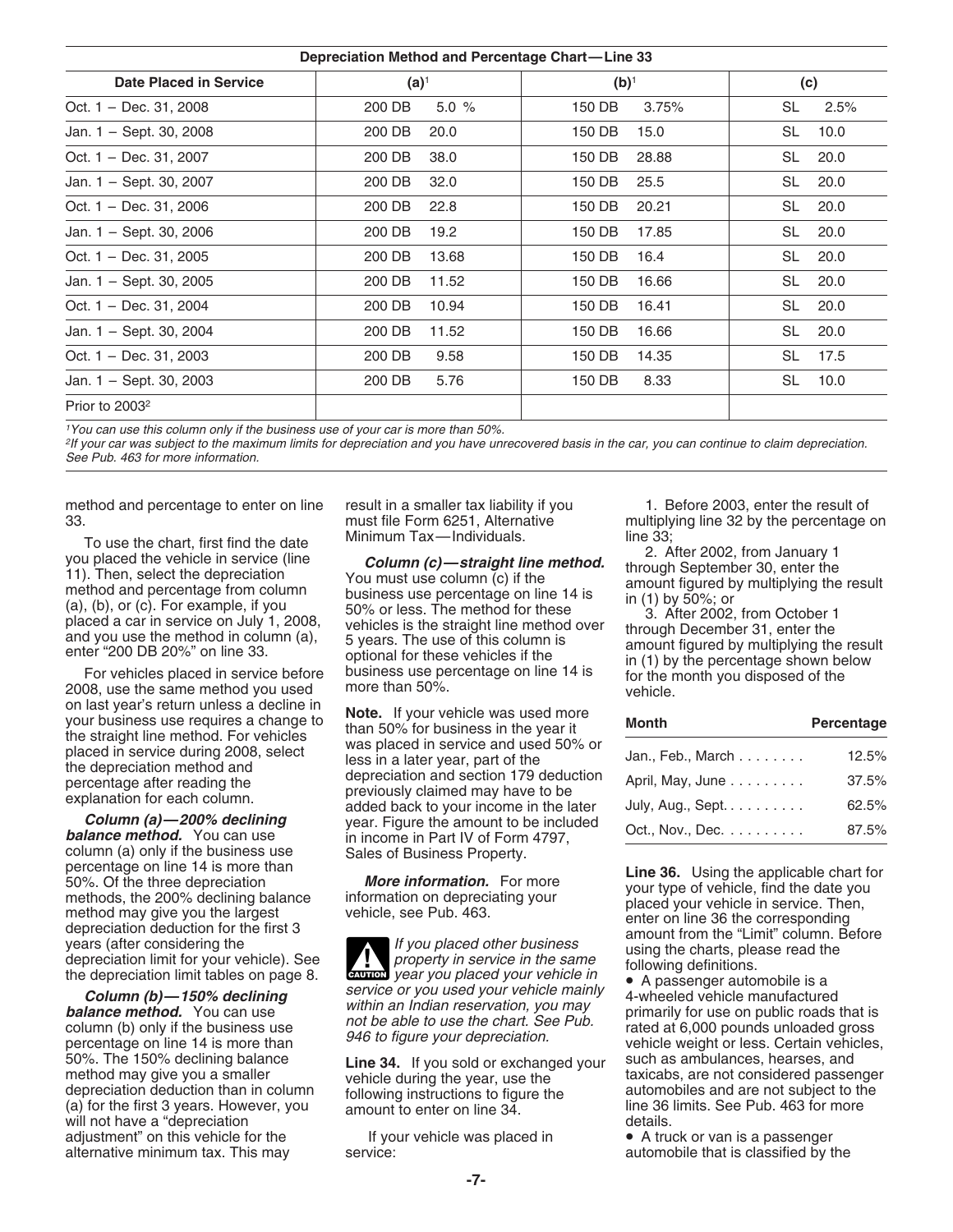| Depreciation Method and Percentage Chart—Line 33 | | | |
|---|---|---|---|
| **Date Placed in Service** | **(a)**[1] | **(b)**[1] | **(c)** |
| Oct. 1 – Dec. 31, 2008 | 200 DB 5.0 % | 150 DB 3.75% | SL 2.5% |
| Jan. 1 – Sept. 30, 2008 | 200 DB 20.0 | 150 DB 15.0 | SL 10.0 |
| Oct. 1 – Dec. 31, 2007 | 200 DB 38.0 | 150 DB 28.88 | SL 20.0 |
| Jan. 1 – Sept. 30, 2007 | 200 DB 32.0 | 150 DB 25.5 | SL 20.0 |
| Oct. 1 – Dec. 31, 2006 | 200 DB 22.8 | 150 DB 20.21 | SL 20.0 |
| Jan. 1 – Sept. 30, 2006 | 200 DB 19.2 | 150 DB 17.85 | SL 20.0 |
| Oct. 1 – Dec. 31, 2005 | 200 DB 13.68 | 150 DB 16.4 | SL 20.0 |
| Jan. 1 – Sept. 30, 2005 | 200 DB 11.52 | 150 DB 16.66 | SL 20.0 |
| Oct. 1 – Dec. 31, 2004 | 200 DB 10.94 | 150 DB 16.41 | SL 20.0 |
| Jan. 1 – Sept. 30, 2004 | 200 DB 11.52 | 150 DB 16.66 | SL 20.0 |
| Oct. 1 – Dec. 31, 2003 | 200 DB 9.58 | 150 DB 14.35 | SL 17.5 |
| Jan. 1 – Sept. 30, 2003 | 200 DB 5.76 | 150 DB 8.33 | SL 10.0 |
| Prior to 2003[2] | | | |

*[1]You can use this column only if the business use of your car is more than 50%.*

*[2]If your car was subject to the maximum limits for depreciation and you have unrecovered basis in the car, you can continue to claim depreciation. See Pub. 463 for more information.*

method and percentage to enter on line 33.

To use the chart, first find the date you placed the vehicle in service (line 11). Then, select the depreciation method and percentage from column (a), (b), or (c). For example, if you placed a car in service on July 1, 2008, and you use the method in column (a), enter "200 DB 20%" on line 33.

For vehicles placed in service before 2008, use the same method you used on last year's return unless a decline in your business use requires a change to the straight line method. For vehicles placed in service during 2008, select the depreciation method and percentage after reading the explanation for each column.

***Column (a)—200% declining balance method.*** You can use column (a) only if the business use percentage on line 14 is more than 50%. Of the three depreciation methods, the 200% declining balance method may give you the largest depreciation deduction for the first 3 years (after considering the depreciation limit for your vehicle). See the depreciation limit tables on page 8.

***Column (b)—150% declining balance method.*** You can use column (b) only if the business use percentage on line 14 is more than 50%. The 150% declining balance method may give you a smaller depreciation deduction than in column (a) for the first 3 years. However, you will not have a "depreciation adjustment" on this vehicle for the alternative minimum tax. This may result in a smaller tax liability if you must file Form 6251, Alternative Minimum Tax—Individuals.

***Column (c)—straight line method.*** You must use column (c) if the business use percentage on line 14 is 50% or less. The method for these vehicles is the straight line method over 5 years. The use of this column is optional for these vehicles if the business use percentage on line 14 is more than 50%.

**Note.** If your vehicle was used more than 50% for business in the year it was placed in service and used 50% or less in a later year, part of the depreciation and section 179 deduction previously claimed may have to be added back to your income in the later year. Figure the amount to be included in income in Part IV of Form 4797, Sales of Business Property.

***More information.*** For more information on depreciating your vehicle, see Pub. 463.

**CAUTION** *If you placed other business property in service in the same year you placed your vehicle in service or you used your vehicle mainly within an Indian reservation, you may not be able to use the chart. See Pub. 946 to figure your depreciation.*

**Line 34.** If you sold or exchanged your vehicle during the year, use the following instructions to figure the amount to enter on line 34.

If your vehicle was placed in service:

1. Before 2003, enter the result of multiplying line 32 by the percentage on line 33;

2. After 2002, from January 1 through September 30, enter the amount figured by multiplying the result in (1) by 50%; or

3. After 2002, from October 1 through December 31, enter the amount figured by multiplying the result in (1) by the percentage shown below for the month you disposed of the vehicle.

| Month | Percentage |
|---|---|
| Jan., Feb., March | 12.5% |
| April, May, June | 37.5% |
| July, Aug., Sept. | 62.5% |
| Oct., Nov., Dec. | 87.5% |

**Line 36.** Using the applicable chart for your type of vehicle, find the date you placed your vehicle in service. Then, enter on line 36 the corresponding amount from the "Limit" column. Before using the charts, please read the following definitions.

- A passenger automobile is a 4-wheeled vehicle manufactured primarily for use on public roads that is rated at 6,000 pounds unloaded gross vehicle weight or less. Certain vehicles, such as ambulances, hearses, and taxicabs, are not considered passenger automobiles and are not subject to the line 36 limits. See Pub. 463 for more details.
- A truck or van is a passenger automobile that is classified by the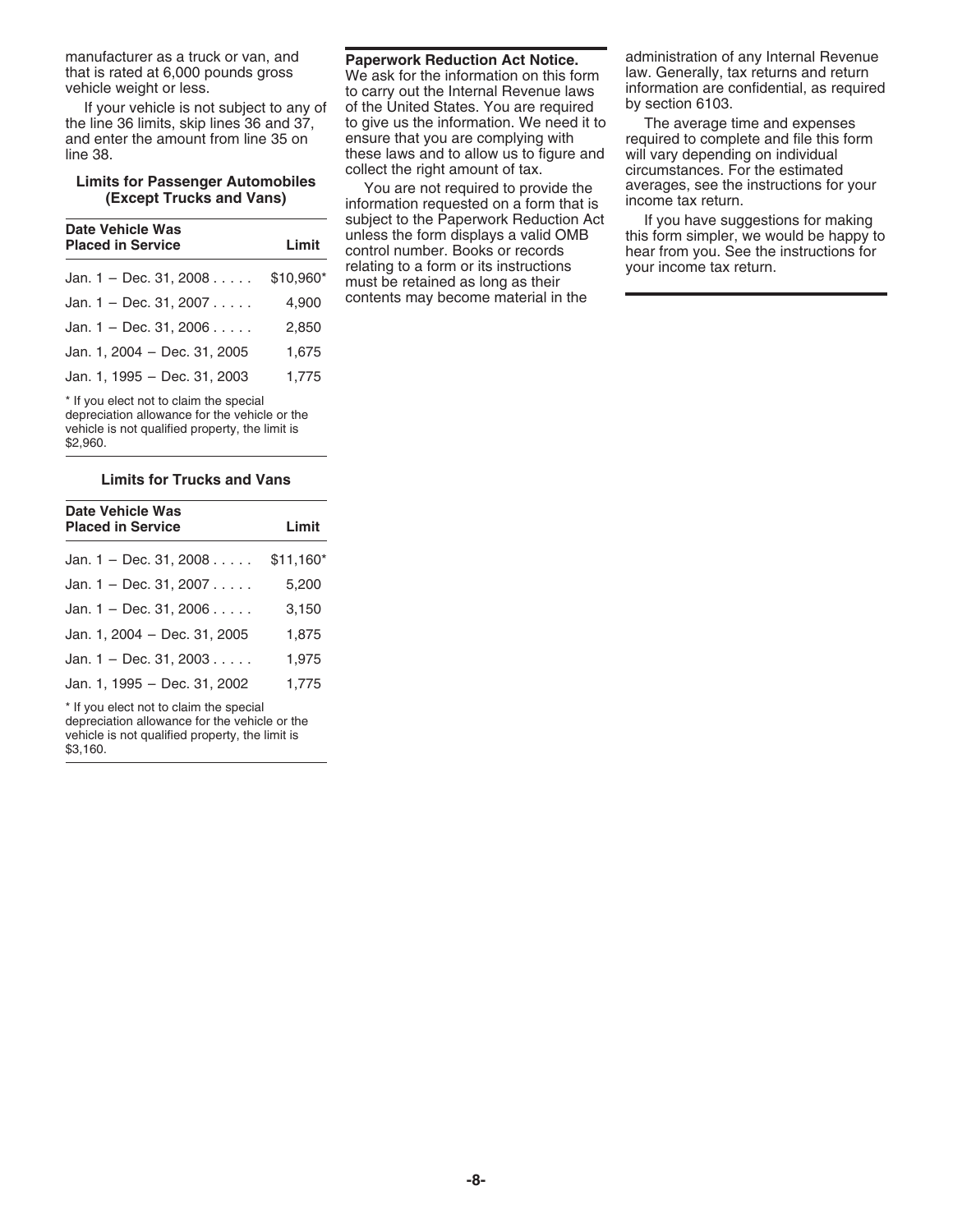manufacturer as a truck or van, and that is rated at 6,000 pounds gross vehicle weight or less.

If your vehicle is not subject to any of the line 36 limits, skip lines 36 and 37, and enter the amount from line 35 on line 38.

### Limits for Passenger Automobiles (Except Trucks and Vans)

| Date Vehicle Was Placed in Service | Limit |
|---|---|
| Jan. 1 – Dec. 31, 2008 . . . . . | $10,960* |
| Jan. 1 – Dec. 31, 2007 . . . . . | 4,900 |
| Jan. 1 – Dec. 31, 2006 . . . . . | 2,850 |
| Jan. 1, 2004 – Dec. 31, 2005 | 1,675 |
| Jan. 1, 1995 – Dec. 31, 2003 | 1,775 |

* If you elect not to claim the special depreciation allowance for the vehicle or the vehicle is not qualified property, the limit is $2,960.

### Limits for Trucks and Vans

| Date Vehicle Was Placed in Service | Limit |
|---|---|
| Jan. 1 – Dec. 31, 2008 . . . . . | $11,160* |
| Jan. 1 – Dec. 31, 2007 . . . . . | 5,200 |
| Jan. 1 – Dec. 31, 2006 . . . . . | 3,150 |
| Jan. 1, 2004 – Dec. 31, 2005 | 1,875 |
| Jan. 1 – Dec. 31, 2003 . . . . . | 1,975 |
| Jan. 1, 1995 – Dec. 31, 2002 | 1,775 |

* If you elect not to claim the special depreciation allowance for the vehicle or the vehicle is not qualified property, the limit is $3,160.

**Paperwork Reduction Act Notice.** We ask for the information on this form to carry out the Internal Revenue laws of the United States. You are required to give us the information. We need it to ensure that you are complying with these laws and to allow us to figure and collect the right amount of tax.

You are not required to provide the information requested on a form that is subject to the Paperwork Reduction Act unless the form displays a valid OMB control number. Books or records relating to a form or its instructions must be retained as long as their contents may become material in the administration of any Internal Revenue law. Generally, tax returns and return information are confidential, as required by section 6103.

The average time and expenses required to complete and file this form will vary depending on individual circumstances. For the estimated averages, see the instructions for your income tax return.

If you have suggestions for making this form simpler, we would be happy to hear from you. See the instructions for your income tax return.